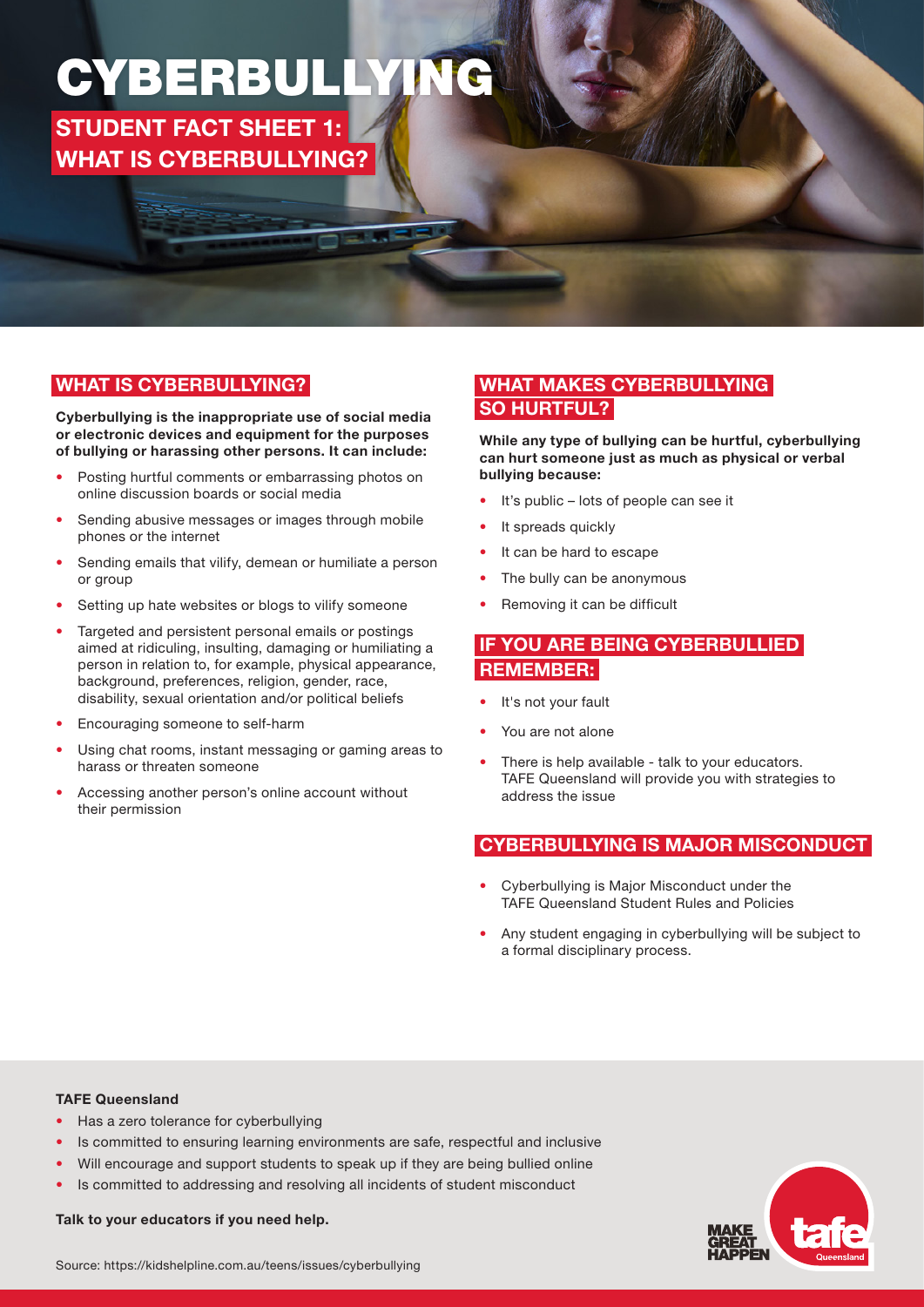# CYBERBULLYING

## STUDENT FACT SHEET 1: WHAT IS CYBERBULLYING?

### WHAT IS CYBERBULLYING?

**Cyberbullying is the inappropriate use of social media or electronic devices and equipment for the purposes of bullying or harassing other persons. It can include:**

- Posting hurtful comments or embarrassing photos on online discussion boards or social media
- Sending abusive messages or images through mobile phones or the internet
- Sending emails that vilify, demean or humiliate a person or group
- Setting up hate websites or blogs to vilify someone
- Targeted and persistent personal emails or postings aimed at ridiculing, insulting, damaging or humiliating a person in relation to, for example, physical appearance, background, preferences, religion, gender, race, disability, sexual orientation and/or political beliefs
- Encouraging someone to self-harm
- Using chat rooms, instant messaging or gaming areas to harass or threaten someone
- Accessing another person's online account without their permission

### WHAT MAKES CYBERBULLYING SO HURTFUL?

**While any type of bullying can be hurtful, cyberbullying can hurt someone just as much as physical or verbal bullying because:**

- It's public – lots of people can see it
- It spreads quickly
- It can be hard to escape
- The bully can be anonymous
- Removing it can be difficult

### IF YOU ARE BEING CYBERBULLIED REMEMBER:

- It's not your fault
- You are not alone
- There is help available - talk to your educators. TAFE Queensland will provide you with strategies to address the issue

### CYBERBULLYING IS MAJOR MISCONDUCT

- Cyberbullying is Major Misconduct under the TAFE Queensland Student Rules and Policies
- Any student engaging in cyberbullying will be subject to a formal disciplinary process.

**TAFE Queensland**

- Has a zero tolerance for cyberbullying
- Is committed to ensuring learning environments are safe, respectful and inclusive
- Will encourage and support students to speak up if they are being bullied online
- Is committed to addressing and resolving all incidents of student misconduct

**Talk to your educators if you need help.**

Source: https://kidshelpline.com.au/teens/issues/cyberbullying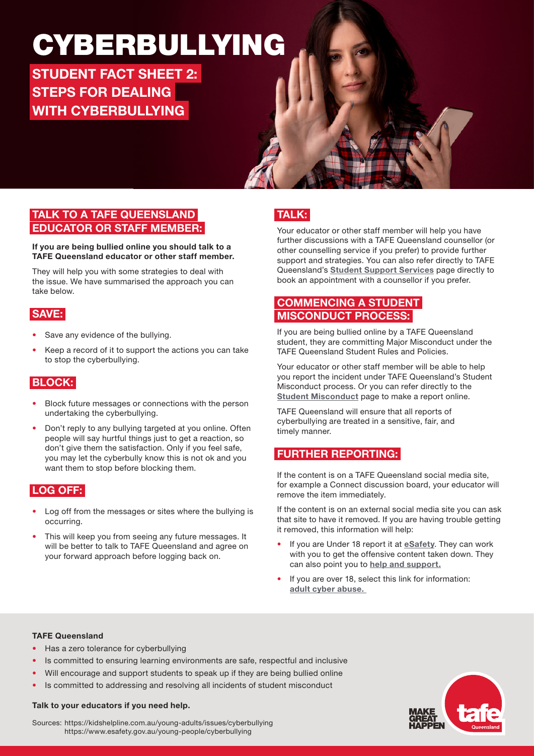# CYBERBULLYING

## STUDENT FACT SHEET 2: STEPS FOR DEALING WITH CYBERBULLYING

### TALK TO A TAFE QUEENSLAND EDUCATOR OR STAFF MEMBER:

**If you are being bullied online you should talk to a TAFE Queensland educator or other staff member.**

They will help you with some strategies to deal with the issue. We have summarised the approach you can take below.

### SAVE:

- Save any evidence of the bullying.
- Keep a record of it to support the actions you can take to stop the cyberbullying.

### BLOCK:

- Block future messages or connections with the person undertaking the cyberbullying.
- Don't reply to any bullying targeted at you online. Often people will say hurtful things just to get a reaction, so don't give them the satisfaction. Only if you feel safe, you may let the cyberbully know this is not ok and you want them to stop before blocking them.

### LOG OFF:

- Log off from the messages or sites where the bullying is occurring.
- This will keep you from seeing any future messages. It will be better to talk to TAFE Queensland and agree on your forward approach before logging back on.

### TALK:

Your educator or other staff member will help you have further discussions with a TAFE Queensland counsellor (or other counselling service if you prefer) to provide further support and strategies. You can also refer directly to TAFE Queensland's **Student Support Services** page directly to book an appointment with a counsellor if you prefer.

### COMMENCING A STUDENT MISCONDUCT PROCESS:

If you are being bullied online by a TAFE Queensland student, they are committing Major Misconduct under the TAFE Queensland Student Rules and Policies.

Your educator or other staff member will be able to help you report the incident under TAFE Queensland's Student Misconduct process. Or you can refer directly to the **Student Misconduct** page to make a report online.

TAFE Queensland will ensure that all reports of cyberbullying are treated in a sensitive, fair, and timely manner.

### FURTHER REPORTING:

If the content is on a TAFE Queensland social media site, for example a Connect discussion board, your educator will remove the item immediately.

If the content is on an external social media site you can ask that site to have it removed. If you are having trouble getting it removed, this information will help:

- If you are Under 18 report it at **eSafety**. They can work with you to get the offensive content taken down. They can also point you to **help and support.**
- If you are over 18, select this link for information: **adult cyber abuse.**

**TAFE Queensland**

- Has a zero tolerance for cyberbullying
- Is committed to ensuring learning environments are safe, respectful and inclusive
- Will encourage and support students to speak up if they are being bullied online
- Is committed to addressing and resolving all incidents of student misconduct

**Talk to your educators if you need help.**

Sources: https://kidshelpline.com.au/young-adults/issues/cyberbullying
https://www.esafety.gov.au/young-people/cyberbullying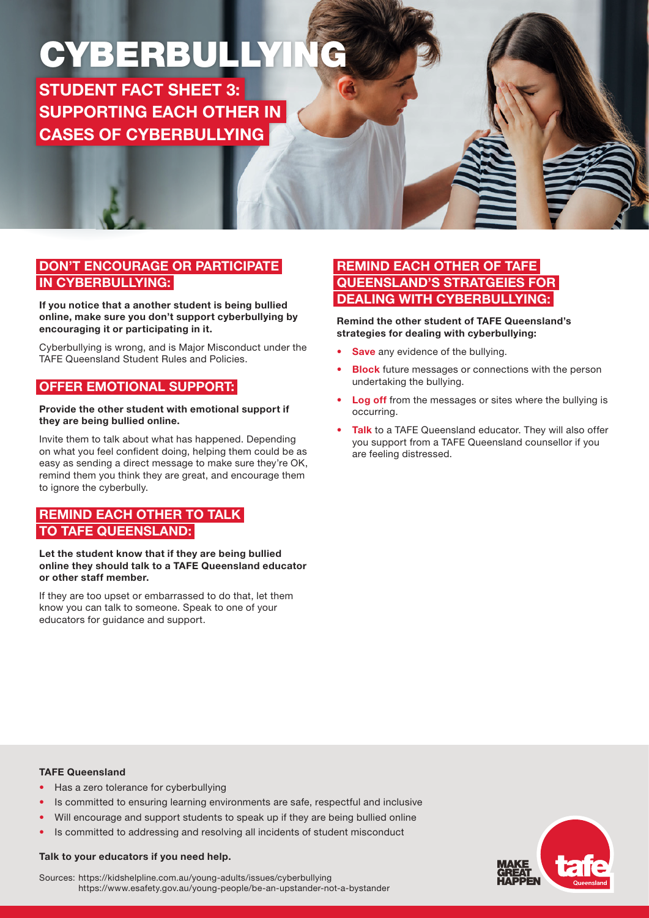# CYBERBULLYING

## STUDENT FACT SHEET 3: SUPPORTING EACH OTHER IN CASES OF CYBERBULLYING

### DON'T ENCOURAGE OR PARTICIPATE IN CYBERBULLYING:

**If you notice that a another student is being bullied online, make sure you don't support cyberbullying by encouraging it or participating in it.**

Cyberbullying is wrong, and is Major Misconduct under the TAFE Queensland Student Rules and Policies.

### OFFER EMOTIONAL SUPPORT:

**Provide the other student with emotional support if they are being bullied online.**

Invite them to talk about what has happened. Depending on what you feel confident doing, helping them could be as easy as sending a direct message to make sure they're OK, remind them you think they are great, and encourage them to ignore the cyberbully.

### REMIND EACH OTHER TO TALK TO TAFE QUEENSLAND:

**Let the student know that if they are being bullied online they should talk to a TAFE Queensland educator or other staff member.**

If they are too upset or embarrassed to do that, let them know you can talk to someone. Speak to one of your educators for guidance and support.

### REMIND EACH OTHER OF TAFE QUEENSLAND'S STRATGEIES FOR DEALING WITH CYBERBULLYING:

**Remind the other student of TAFE Queensland's strategies for dealing with cyberbullying:**

- **Save** any evidence of the bullying.
- **Block** future messages or connections with the person undertaking the bullying.
- **Log off** from the messages or sites where the bullying is occurring.
- **Talk** to a TAFE Queensland educator. They will also offer you support from a TAFE Queensland counsellor if you are feeling distressed.

**TAFE Queensland**

- Has a zero tolerance for cyberbullying
- Is committed to ensuring learning environments are safe, respectful and inclusive
- Will encourage and support students to speak up if they are being bullied online
- Is committed to addressing and resolving all incidents of student misconduct

**Talk to your educators if you need help.**

Sources: https://kidshelpline.com.au/young-adults/issues/cyberbullying
https://www.esafety.gov.au/young-people/be-an-upstander-not-a-bystander

MAKE GREAT HAPPEN tafe Queensland